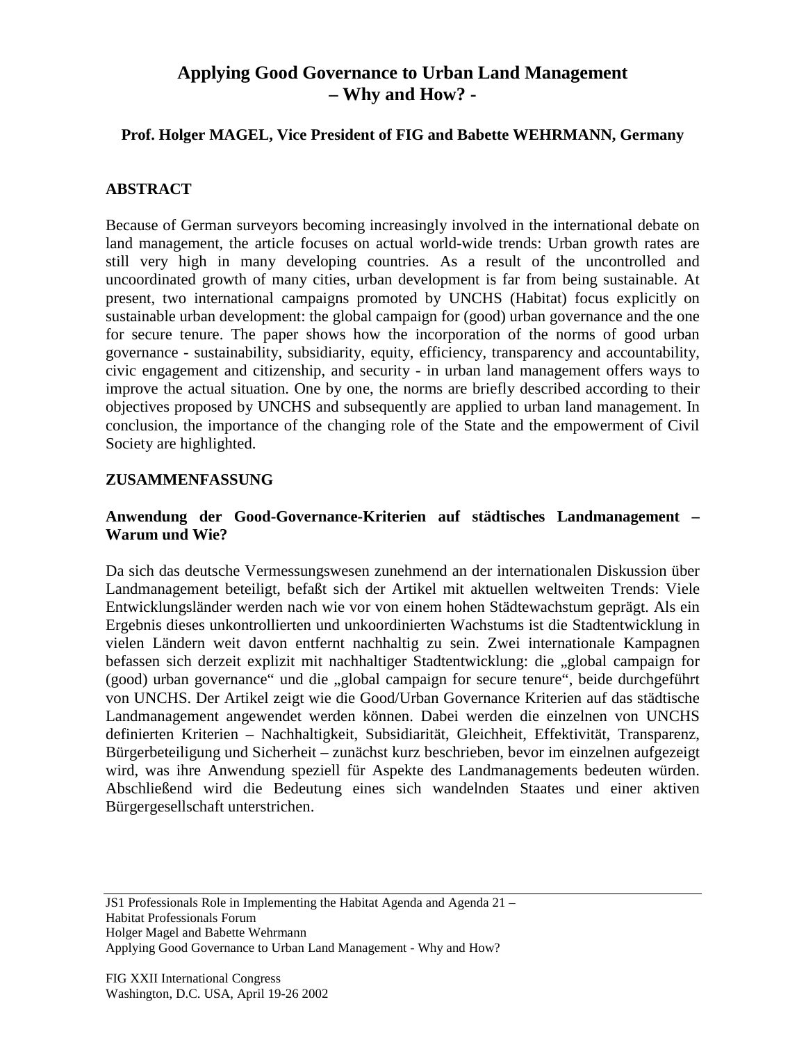# Applying Good Governance to Urban Land Management – Why and How? -

**Prof. Holger MAGEL, Vice President of FIG and Babette WEHRMANN, Germany**

## ABSTRACT

Because of German surveyors becoming increasingly involved in the international debate on land management, the article focuses on actual world-wide trends: Urban growth rates are still very high in many developing countries. As a result of the uncontrolled and uncoordinated growth of many cities, urban development is far from being sustainable. At present, two international campaigns promoted by UNCHS (Habitat) focus explicitly on sustainable urban development: the global campaign for (good) urban governance and the one for secure tenure. The paper shows how the incorporation of the norms of good urban governance - sustainability, subsidiarity, equity, efficiency, transparency and accountability, civic engagement and citizenship, and security - in urban land management offers ways to improve the actual situation. One by one, the norms are briefly described according to their objectives proposed by UNCHS and subsequently are applied to urban land management. In conclusion, the importance of the changing role of the State and the empowerment of Civil Society are highlighted.

## ZUSAMMENFASSUNG

### Anwendung der Good-Governance-Kriterien auf städtisches Landmanagement – Warum und Wie?

Da sich das deutsche Vermessungswesen zunehmend an der internationalen Diskussion über Landmanagement beteiligt, befaßt sich der Artikel mit aktuellen weltweiten Trends: Viele Entwicklungsländer werden nach wie vor von einem hohen Städtewachstum geprägt. Als ein Ergebnis dieses unkontrollierten und unkoordinierten Wachstums ist die Stadtentwicklung in vielen Ländern weit davon entfernt nachhaltig zu sein. Zwei internationale Kampagnen befassen sich derzeit explizit mit nachhaltiger Stadtentwicklung: die „global campaign for (good) urban governance" und die „global campaign for secure tenure", beide durchgeführt von UNCHS. Der Artikel zeigt wie die Good/Urban Governance Kriterien auf das städtische Landmanagement angewendet werden können. Dabei werden die einzelnen von UNCHS definierten Kriterien – Nachhaltigkeit, Subsidiarität, Gleichheit, Effektivität, Transparenz, Bürgerbeteiligung und Sicherheit – zunächst kurz beschrieben, bevor im einzelnen aufgezeigt wird, was ihre Anwendung speziell für Aspekte des Landmanagements bedeuten würden. Abschließend wird die Bedeutung eines sich wandelnden Staates und einer aktiven Bürgergesellschaft unterstrichen.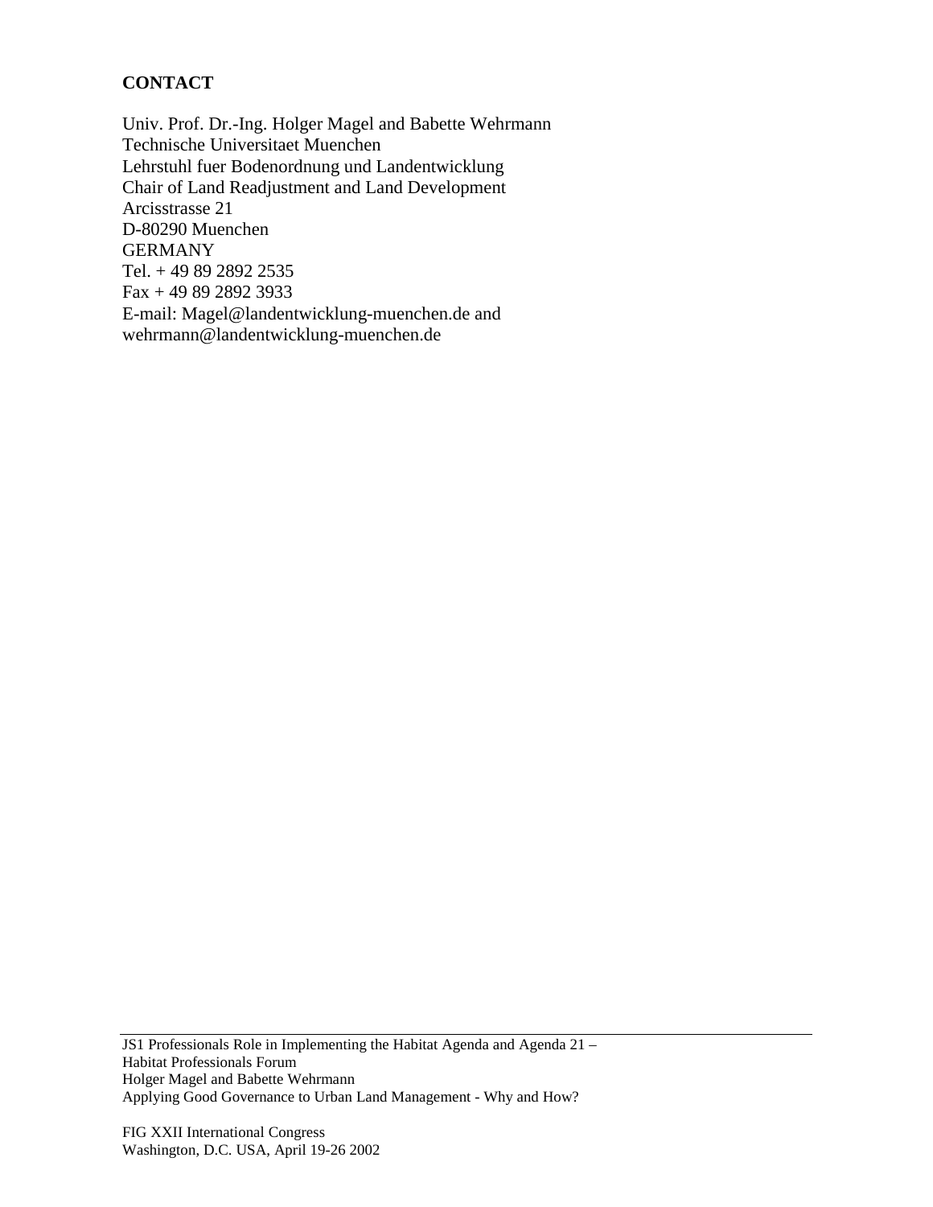**CONTACT**

Univ. Prof. Dr.-Ing. Holger Magel and Babette Wehrmann
Technische Universitaet Muenchen
Lehrstuhl fuer Bodenordnung und Landentwicklung
Chair of Land Readjustment and Land Development
Arcisstrasse 21
D-80290 Muenchen
GERMANY
Tel. + 49 89 2892 2535
Fax + 49 89 2892 3933
E-mail: Magel@landentwicklung-muenchen.de and
wehrmann@landentwicklung-muenchen.de